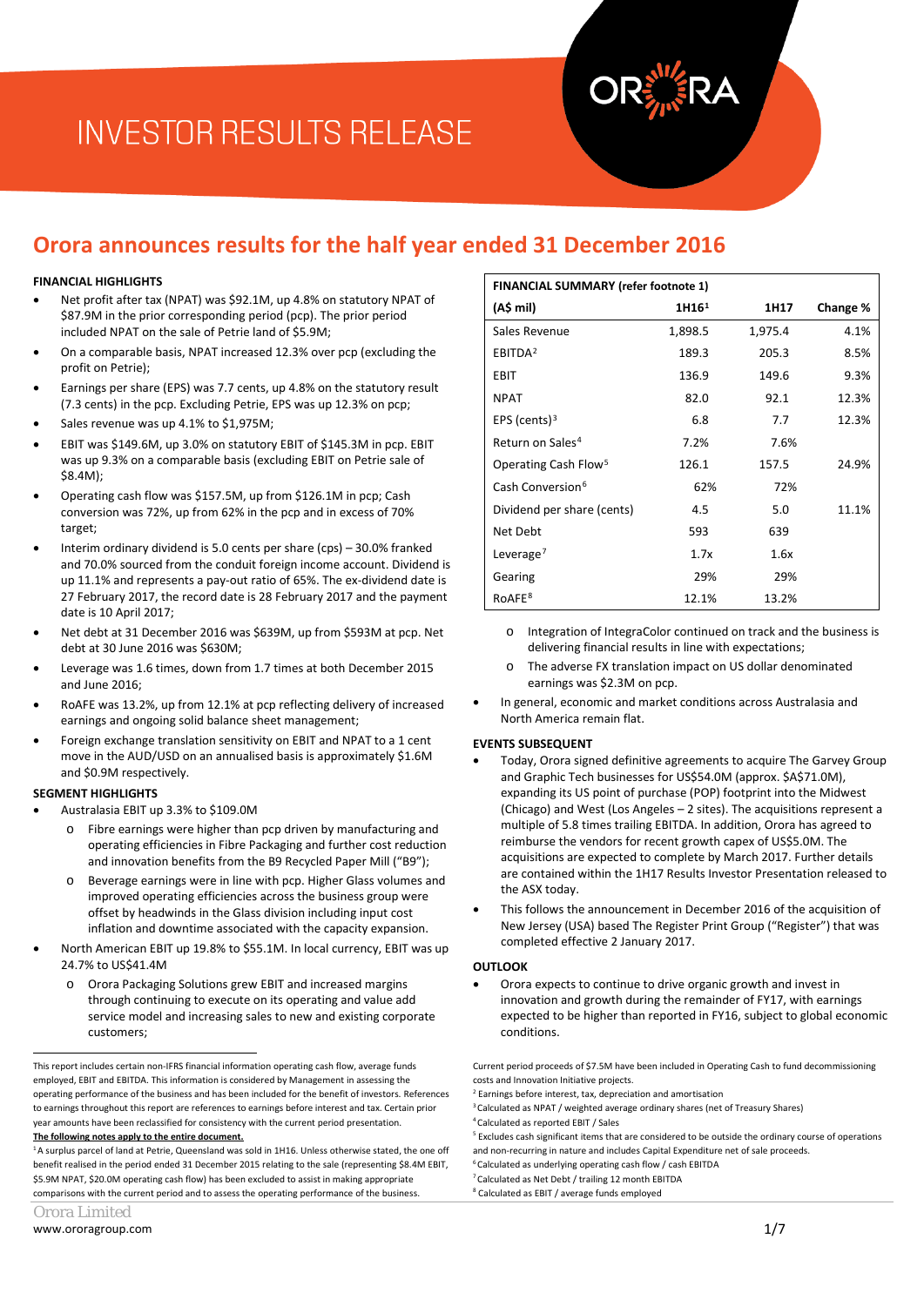# INVESTOR RESULTS RELEASE

## Orora announces results for the half year ended 31 December 2016

**FINANCIAL HIGHLIGHTS**

- Net profit after tax (NPAT) was $92.1M, up 4.8% on statutory NPAT of $87.9M in the prior corresponding period (pcp). The prior period included NPAT on the sale of Petrie land of $5.9M;
- On a comparable basis, NPAT increased 12.3% over pcp (excluding the profit on Petrie);
- Earnings per share (EPS) was 7.7 cents, up 4.8% on the statutory result (7.3 cents) in the pcp. Excluding Petrie, EPS was up 12.3% on pcp;
- Sales revenue was up 4.1% to $1,975M;
- EBIT was $149.6M, up 3.0% on statutory EBIT of $145.3M in pcp. EBIT was up 9.3% on a comparable basis (excluding EBIT on Petrie sale of $8.4M);
- Operating cash flow was $157.5M, up from $126.1M in pcp; Cash conversion was 72%, up from 62% in the pcp and in excess of 70% target;
- Interim ordinary dividend is 5.0 cents per share (cps) – 30.0% franked and 70.0% sourced from the conduit foreign income account. Dividend is up 11.1% and represents a pay-out ratio of 65%. The ex-dividend date is 27 February 2017, the record date is 28 February 2017 and the payment date is 10 April 2017;
- Net debt at 31 December 2016 was $639M, up from $593M at pcp. Net debt at 30 June 2016 was $630M;
- Leverage was 1.6 times, down from 1.7 times at both December 2015 and June 2016;
- RoAFE was 13.2%, up from 12.1% at pcp reflecting delivery of increased earnings and ongoing solid balance sheet management;
- Foreign exchange translation sensitivity on EBIT and NPAT to a 1 cent move in the AUD/USD on an annualised basis is approximately $1.6M and $0.9M respectively.

**SEGMENT HIGHLIGHTS**

- Australasia EBIT up 3.3% to $109.0M
  - Fibre earnings were higher than pcp driven by manufacturing and operating efficiencies in Fibre Packaging and further cost reduction and innovation benefits from the B9 Recycled Paper Mill ("B9");
  - Beverage earnings were in line with pcp. Higher Glass volumes and improved operating efficiencies across the business group were offset by headwinds in the Glass division including input cost inflation and downtime associated with the capacity expansion.
- North American EBIT up 19.8% to $55.1M. In local currency, EBIT was up 24.7% to US$41.4M
  - Orora Packaging Solutions grew EBIT and increased margins through continuing to execute on its operating and value add service model and increasing sales to new and existing corporate customers;
  - Integration of IntegraColor continued on track and the business is delivering financial results in line with expectations;
  - The adverse FX translation impact on US dollar denominated earnings was $2.3M on pcp.
- In general, economic and market conditions across Australasia and North America remain flat.

| FINANCIAL SUMMARY (refer footnote 1) | | | |
|---|---|---|---|
| **(A$ mil)** | **1H16[1]** | **1H17** | **Change %** |
| Sales Revenue | 1,898.5 | 1,975.4 | 4.1% |
| EBITDA[2] | 189.3 | 205.3 | 8.5% |
| EBIT | 136.9 | 149.6 | 9.3% |
| NPAT | 82.0 | 92.1 | 12.3% |
| EPS (cents)[3] | 6.8 | 7.7 | 12.3% |
| Return on Sales[4] | 7.2% | 7.6% | |
| Operating Cash Flow[5] | 126.1 | 157.5 | 24.9% |
| Cash Conversion[6] | 62% | 72% | |
| Dividend per share (cents) | 4.5 | 5.0 | 11.1% |
| Net Debt | 593 | 639 | |
| Leverage[7] | 1.7x | 1.6x | |
| Gearing | 29% | 29% | |
| RoAFE[8] | 12.1% | 13.2% | |

**EVENTS SUBSEQUENT**

- Today, Orora signed definitive agreements to acquire The Garvey Group and Graphic Tech businesses for US$54.0M (approx. $A$71.0M), expanding its US point of purchase (POP) footprint into the Midwest (Chicago) and West (Los Angeles – 2 sites). The acquisitions represent a multiple of 5.8 times trailing EBITDA. In addition, Orora has agreed to reimburse the vendors for recent growth capex of US$5.0M. The acquisitions are expected to complete by March 2017. Further details are contained within the 1H17 Results Investor Presentation released to the ASX today.
- This follows the announcement in December 2016 of the acquisition of New Jersey (USA) based The Register Print Group ("Register") that was completed effective 2 January 2017.

**OUTLOOK**

- Orora expects to continue to drive organic growth and invest in innovation and growth during the remainder of FY17, with earnings expected to be higher than reported in FY16, subject to global economic conditions.

---

This report includes certain non-IFRS financial information operating cash flow, average funds employed, EBIT and EBITDA. This information is considered by Management in assessing the operating performance of the business and has been included for the benefit of investors. References to earnings throughout this report are references to earnings before interest and tax. Certain prior year amounts have been reclassified for consistency with the current period presentation.

**The following notes apply to the entire document.**

[1] A surplus parcel of land at Petrie, Queensland was sold in 1H16. Unless otherwise stated, the one off benefit realised in the period ended 31 December 2015 relating to the sale (representing $8.4M EBIT, $5.9M NPAT, $20.0M operating cash flow) has been excluded to assist in making appropriate comparisons with the current period and to assess the operating performance of the business. Current period proceeds of $7.5M have been included in Operating Cash to fund decommissioning costs and Innovation Initiative projects.

[2] Earnings before interest, tax, depreciation and amortisation

[3] Calculated as NPAT / weighted average ordinary shares (net of Treasury Shares)

[4] Calculated as reported EBIT / Sales

[5] Excludes cash significant items that are considered to be outside the ordinary course of operations and non-recurring in nature and includes Capital Expenditure net of sale proceeds.

[6] Calculated as underlying operating cash flow / cash EBITDA

[7] Calculated as Net Debt / trailing 12 month EBITDA

[8] Calculated as EBIT / average funds employed

Orora Limited
www.ororagroup.com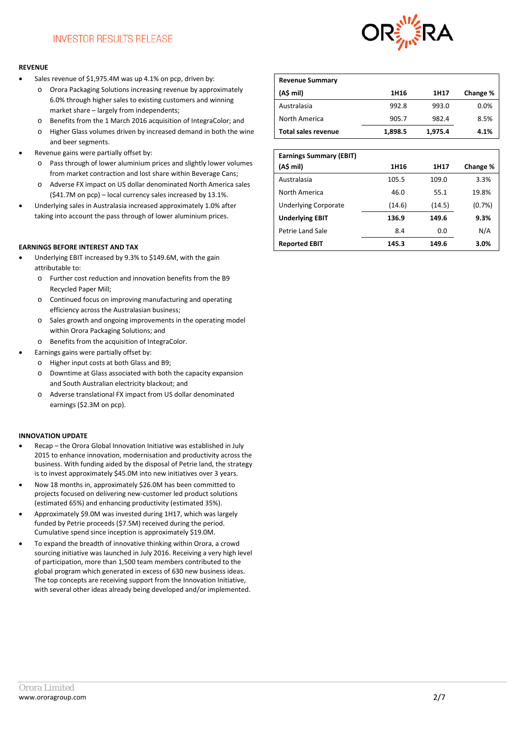## REVENUE

- Sales revenue of $1,975.4M was up 4.1% on pcp, driven by:
  - Orora Packaging Solutions increasing revenue by approximately 6.0% through higher sales to existing customers and winning market share – largely from independents;
  - Benefits from the 1 March 2016 acquisition of IntegraColor; and
  - Higher Glass volumes driven by increased demand in both the wine and beer segments.
- Revenue gains were partially offset by:
  - Pass through of lower aluminium prices and slightly lower volumes from market contraction and lost share within Beverage Cans;
  - Adverse FX impact on US dollar denominated North America sales ($41.7M on pcp) – local currency sales increased by 13.1%.
- Underlying sales in Australasia increased approximately 1.0% after taking into account the pass through of lower aluminium prices.

| Revenue Summary (A$ mil) | 1H16 | 1H17 | Change % |
|---|---|---|---|
| Australasia | 992.8 | 993.0 | 0.0% |
| North America | 905.7 | 982.4 | 8.5% |
| **Total sales revenue** | **1,898.5** | **1,975.4** | **4.1%** |

| Earnings Summary (EBIT) (A$ mil) | 1H16 | 1H17 | Change % |
|---|---|---|---|
| Australasia | 105.5 | 109.0 | 3.3% |
| North America | 46.0 | 55.1 | 19.8% |
| Underlying Corporate | (14.6) | (14.5) | (0.7%) |
| **Underlying EBIT** | **136.9** | **149.6** | **9.3%** |
| Petrie Land Sale | 8.4 | 0.0 | N/A |
| **Reported EBIT** | **145.3** | **149.6** | **3.0%** |

## EARNINGS BEFORE INTEREST AND TAX

- Underlying EBIT increased by 9.3% to $149.6M, with the gain attributable to:
  - Further cost reduction and innovation benefits from the B9 Recycled Paper Mill;
  - Continued focus on improving manufacturing and operating efficiency across the Australasian business;
  - Sales growth and ongoing improvements in the operating model within Orora Packaging Solutions; and
  - Benefits from the acquisition of IntegraColor.
- Earnings gains were partially offset by:
  - Higher input costs at both Glass and B9;
  - Downtime at Glass associated with both the capacity expansion and South Australian electricity blackout; and
  - Adverse translational FX impact from US dollar denominated earnings ($2.3M on pcp).

## INNOVATION UPDATE

- Recap – the Orora Global Innovation Initiative was established in July 2015 to enhance innovation, modernisation and productivity across the business. With funding aided by the disposal of Petrie land, the strategy is to invest approximately $45.0M into new initiatives over 3 years.
- Now 18 months in, approximately $26.0M has been committed to projects focused on delivering new-customer led product solutions (estimated 65%) and enhancing productivity (estimated 35%).
- Approximately $9.0M was invested during 1H17, which was largely funded by Petrie proceeds ($7.5M) received during the period. Cumulative spend since inception is approximately $19.0M.
- To expand the breadth of innovative thinking within Orora, a crowd sourcing initiative was launched in July 2016. Receiving a very high level of participation, more than 1,500 team members contributed to the global program which generated in excess of 630 new business ideas. The top concepts are receiving support from the Innovation Initiative, with several other ideas already being developed and/or implemented.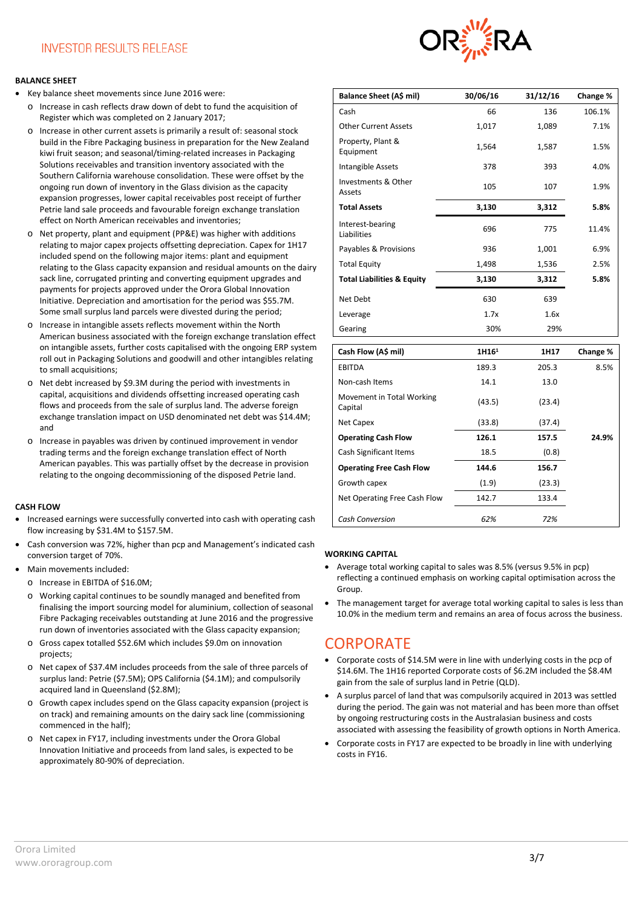## BALANCE SHEET

- Key balance sheet movements since June 2016 were:
  - Increase in cash reflects draw down of debt to fund the acquisition of Register which was completed on 2 January 2017;
  - Increase in other current assets is primarily a result of: seasonal stock build in the Fibre Packaging business in preparation for the New Zealand kiwi fruit season; and seasonal/timing-related increases in Packaging Solutions receivables and transition inventory associated with the Southern California warehouse consolidation. These were offset by the ongoing run down of inventory in the Glass division as the capacity expansion progresses, lower capital receivables post receipt of further Petrie land sale proceeds and favourable foreign exchange translation effect on North American receivables and inventories;
  - Net property, plant and equipment (PP&E) was higher with additions relating to major capex projects offsetting depreciation. Capex for 1H17 included spend on the following major items: plant and equipment relating to the Glass capacity expansion and residual amounts on the dairy sack line, corrugated printing and converting equipment upgrades and payments for projects approved under the Orora Global Innovation Initiative. Depreciation and amortisation for the period was $55.7M. Some small surplus land parcels were divested during the period;
  - Increase in intangible assets reflects movement within the North American business associated with the foreign exchange translation effect on intangible assets, further costs capitalised with the ongoing ERP system roll out in Packaging Solutions and goodwill and other intangibles relating to small acquisitions;
  - Net debt increased by $9.3M during the period with investments in capital, acquisitions and dividends offsetting increased operating cash flows and proceeds from the sale of surplus land. The adverse foreign exchange translation impact on USD denominated net debt was $14.4M; and
  - Increase in payables was driven by continued improvement in vendor trading terms and the foreign exchange translation effect of North American payables. This was partially offset by the decrease in provision relating to the ongoing decommissioning of the disposed Petrie land.

| Balance Sheet (A$ mil) | 30/06/16 | 31/12/16 | Change % |
|---|---|---|---|
| Cash | 66 | 136 | 106.1% |
| Other Current Assets | 1,017 | 1,089 | 7.1% |
| Property, Plant & Equipment | 1,564 | 1,587 | 1.5% |
| Intangible Assets | 378 | 393 | 4.0% |
| Investments & Other Assets | 105 | 107 | 1.9% |
| **Total Assets** | **3,130** | **3,312** | **5.8%** |
| Interest-bearing Liabilities | 696 | 775 | 11.4% |
| Payables & Provisions | 936 | 1,001 | 6.9% |
| Total Equity | 1,498 | 1,536 | 2.5% |
| **Total Liabilities & Equity** | **3,130** | **3,312** | **5.8%** |
| Net Debt | 630 | 639 | |
| Leverage | 1.7x | 1.6x | |
| Gearing | 30% | 29% | |

## CASH FLOW

- Increased earnings were successfully converted into cash with operating cash flow increasing by $31.4M to $157.5M.
- Cash conversion was 72%, higher than pcp and Management's indicated cash conversion target of 70%.
- Main movements included:
  - Increase in EBITDA of $16.0M;
  - Working capital continues to be soundly managed and benefited from finalising the import sourcing model for aluminium, collection of seasonal Fibre Packaging receivables outstanding at June 2016 and the progressive run down of inventories associated with the Glass capacity expansion;
  - Gross capex totalled $52.6M which includes $9.0m on innovation projects;
  - Net capex of $37.4M includes proceeds from the sale of three parcels of surplus land: Petrie ($7.5M); OPS California ($4.1M); and compulsorily acquired land in Queensland ($2.8M);
  - Growth capex includes spend on the Glass capacity expansion (project is on track) and remaining amounts on the dairy sack line (commissioning commenced in the half);
  - Net capex in FY17, including investments under the Orora Global Innovation Initiative and proceeds from land sales, is expected to be approximately 80-90% of depreciation.

| Cash Flow (A$ mil) | 1H16[1] | 1H17 | Change % |
|---|---|---|---|
| EBITDA | 189.3 | 205.3 | 8.5% |
| Non-cash Items | 14.1 | 13.0 | |
| Movement in Total Working Capital | (43.5) | (23.4) | |
| Net Capex | (33.8) | (37.4) | |
| **Operating Cash Flow** | **126.1** | **157.5** | **24.9%** |
| Cash Significant Items | 18.5 | (0.8) | |
| **Operating Free Cash Flow** | **144.6** | **156.7** | |
| Growth capex | (1.9) | (23.3) | |
| Net Operating Free Cash Flow | 142.7 | 133.4 | |
| *Cash Conversion* | *62%* | *72%* | |

## WORKING CAPITAL

- Average total working capital to sales was 8.5% (versus 9.5% in pcp) reflecting a continued emphasis on working capital optimisation across the Group.
- The management target for average total working capital to sales is less than 10.0% in the medium term and remains an area of focus across the business.

# CORPORATE

- Corporate costs of $14.5M were in line with underlying costs in the pcp of $14.6M. The 1H16 reported Corporate costs of $6.2M included the $8.4M gain from the sale of surplus land in Petrie (QLD).
- A surplus parcel of land that was compulsorily acquired in 2013 was settled during the period. The gain was not material and has been more than offset by ongoing restructuring costs in the Australasian business and costs associated with assessing the feasibility of growth options in North America.
- Corporate costs in FY17 are expected to be broadly in line with underlying costs in FY16.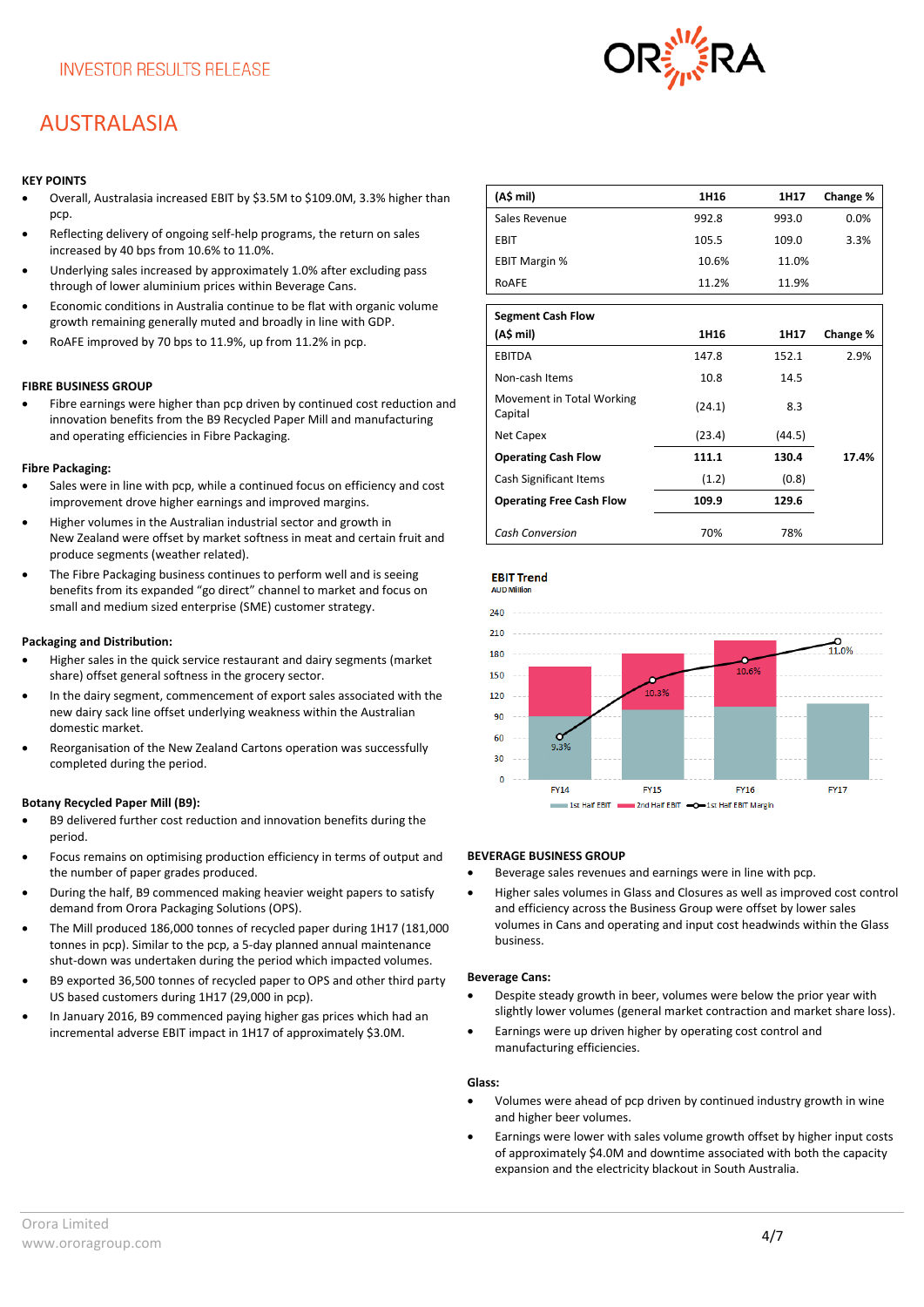INVESTOR RESULTS RELEASE

# AUSTRALASIA

**KEY POINTS**

- Overall, Australasia increased EBIT by $3.5M to $109.0M, 3.3% higher than pcp.
- Reflecting delivery of ongoing self-help programs, the return on sales increased by 40 bps from 10.6% to 11.0%.
- Underlying sales increased by approximately 1.0% after excluding pass through of lower aluminium prices within Beverage Cans.
- Economic conditions in Australia continue to be flat with organic volume growth remaining generally muted and broadly in line with GDP.
- RoAFE improved by 70 bps to 11.9%, up from 11.2% in pcp.

| (A$ mil) | 1H16 | 1H17 | Change % |
|---|---|---|---|
| Sales Revenue | 992.8 | 993.0 | 0.0% |
| EBIT | 105.5 | 109.0 | 3.3% |
| EBIT Margin % | 10.6% | 11.0% | |
| RoAFE | 11.2% | 11.9% | |

| Segment Cash Flow (A$ mil) | 1H16 | 1H17 | Change % |
|---|---|---|---|
| EBITDA | 147.8 | 152.1 | 2.9% |
| Non-cash Items | 10.8 | 14.5 | |
| Movement in Total Working Capital | (24.1) | 8.3 | |
| Net Capex | (23.4) | (44.5) | |
| **Operating Cash Flow** | **111.1** | **130.4** | **17.4%** |
| Cash Significant Items | (1.2) | (0.8) | |
| **Operating Free Cash Flow** | **109.9** | **129.6** | |
| *Cash Conversion* | 70% | 78% | |

**EBIT Trend**
AUD Million

(Chart: 1st Half EBIT, 2nd Half EBIT and 1st Half EBIT Margin for FY14–FY17; 1st Half EBIT Margin: FY14 9.3%, FY15 10.3%, FY16 10.6%, FY17 11.0%)

## FIBRE BUSINESS GROUP

- Fibre earnings were higher than pcp driven by continued cost reduction and innovation benefits from the B9 Recycled Paper Mill and manufacturing and operating efficiencies in Fibre Packaging.

**Fibre Packaging:**

- Sales were in line with pcp, while a continued focus on efficiency and cost improvement drove higher earnings and improved margins.
- Higher volumes in the Australian industrial sector and growth in New Zealand were offset by market softness in meat and certain fruit and produce segments (weather related).
- The Fibre Packaging business continues to perform well and is seeing benefits from its expanded "go direct" channel to market and focus on small and medium sized enterprise (SME) customer strategy.

**Packaging and Distribution:**

- Higher sales in the quick service restaurant and dairy segments (market share) offset general softness in the grocery sector.
- In the dairy segment, commencement of export sales associated with the new dairy sack line offset underlying weakness within the Australian domestic market.
- Reorganisation of the New Zealand Cartons operation was successfully completed during the period.

**Botany Recycled Paper Mill (B9):**

- B9 delivered further cost reduction and innovation benefits during the period.
- Focus remains on optimising production efficiency in terms of output and the number of paper grades produced.
- During the half, B9 commenced making heavier weight papers to satisfy demand from Orora Packaging Solutions (OPS).
- The Mill produced 186,000 tonnes of recycled paper during 1H17 (181,000 tonnes in pcp). Similar to the pcp, a 5-day planned annual maintenance shut-down was undertaken during the period which impacted volumes.
- B9 exported 36,500 tonnes of recycled paper to OPS and other third party US based customers during 1H17 (29,000 in pcp).
- In January 2016, B9 commenced paying higher gas prices which had an incremental adverse EBIT impact in 1H17 of approximately $3.0M.

## BEVERAGE BUSINESS GROUP

- Beverage sales revenues and earnings were in line with pcp.
- Higher sales volumes in Glass and Closures as well as improved cost control and efficiency across the Business Group were offset by lower sales volumes in Cans and operating and input cost headwinds within the Glass business.

**Beverage Cans:**

- Despite steady growth in beer, volumes were below the prior year with slightly lower volumes (general market contraction and market share loss).
- Earnings were up driven higher by operating cost control and manufacturing efficiencies.

**Glass:**

- Volumes were ahead of pcp driven by continued industry growth in wine and higher beer volumes.
- Earnings were lower with sales volume growth offset by higher input costs of approximately $4.0M and downtime associated with both the capacity expansion and the electricity blackout in South Australia.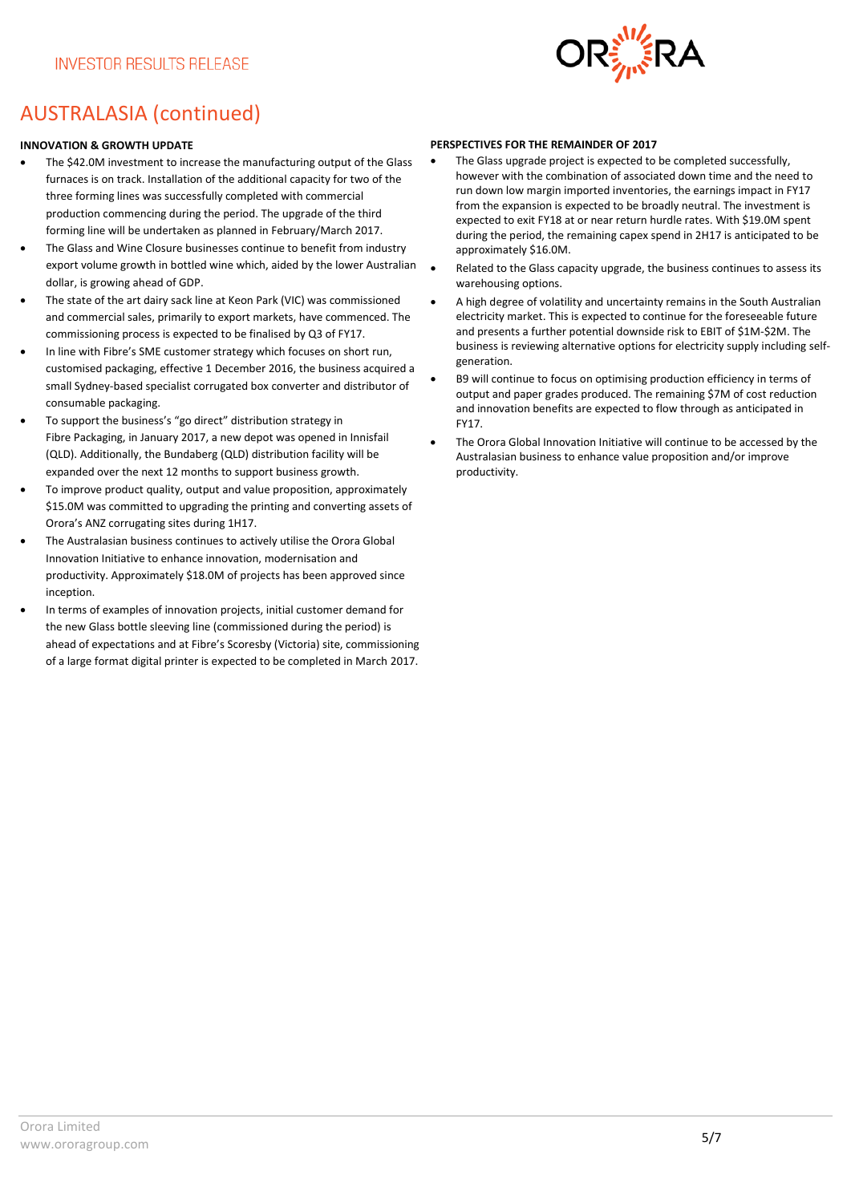# AUSTRALASIA (continued)

### INNOVATION & GROWTH UPDATE

- The $42.0M investment to increase the manufacturing output of the Glass furnaces is on track. Installation of the additional capacity for two of the three forming lines was successfully completed with commercial production commencing during the period. The upgrade of the third forming line will be undertaken as planned in February/March 2017.
- The Glass and Wine Closure businesses continue to benefit from industry export volume growth in bottled wine which, aided by the lower Australian dollar, is growing ahead of GDP.
- The state of the art dairy sack line at Keon Park (VIC) was commissioned and commercial sales, primarily to export markets, have commenced. The commissioning process is expected to be finalised by Q3 of FY17.
- In line with Fibre's SME customer strategy which focuses on short run, customised packaging, effective 1 December 2016, the business acquired a small Sydney-based specialist corrugated box converter and distributor of consumable packaging.
- To support the business's "go direct" distribution strategy in Fibre Packaging, in January 2017, a new depot was opened in Innisfail (QLD). Additionally, the Bundaberg (QLD) distribution facility will be expanded over the next 12 months to support business growth.
- To improve product quality, output and value proposition, approximately $15.0M was committed to upgrading the printing and converting assets of Orora's ANZ corrugating sites during 1H17.
- The Australasian business continues to actively utilise the Orora Global Innovation Initiative to enhance innovation, modernisation and productivity. Approximately $18.0M of projects has been approved since inception.
- In terms of examples of innovation projects, initial customer demand for the new Glass bottle sleeving line (commissioned during the period) is ahead of expectations and at Fibre's Scoresby (Victoria) site, commissioning of a large format digital printer is expected to be completed in March 2017.

### PERSPECTIVES FOR THE REMAINDER OF 2017

- The Glass upgrade project is expected to be completed successfully, however with the combination of associated down time and the need to run down low margin imported inventories, the earnings impact in FY17 from the expansion is expected to be broadly neutral. The investment is expected to exit FY18 at or near return hurdle rates. With $19.0M spent during the period, the remaining capex spend in 2H17 is anticipated to be approximately $16.0M.
- Related to the Glass capacity upgrade, the business continues to assess its warehousing options.
- A high degree of volatility and uncertainty remains in the South Australian electricity market. This is expected to continue for the foreseeable future and presents a further potential downside risk to EBIT of $1M-$2M. The business is reviewing alternative options for electricity supply including self-generation.
- B9 will continue to focus on optimising production efficiency in terms of output and paper grades produced. The remaining $7M of cost reduction and innovation benefits are expected to flow through as anticipated in FY17.
- The Orora Global Innovation Initiative will continue to be accessed by the Australasian business to enhance value proposition and/or improve productivity.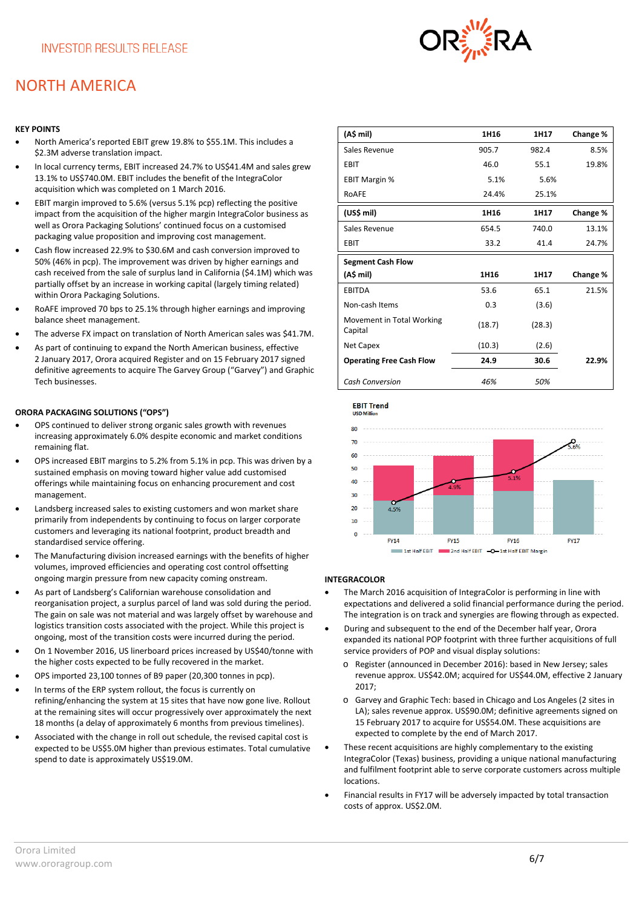# NORTH AMERICA

**KEY POINTS**

- North America's reported EBIT grew 19.8% to $55.1M. This includes a $2.3M adverse translation impact.
- In local currency terms, EBIT increased 24.7% to US$41.4M and sales grew 13.1% to US$740.0M. EBIT includes the benefit of the IntegraColor acquisition which was completed on 1 March 2016.
- EBIT margin improved to 5.6% (versus 5.1% pcp) reflecting the positive impact from the acquisition of the higher margin IntegraColor business as well as Orora Packaging Solutions' continued focus on a customised packaging value proposition and improving cost management.
- Cash flow increased 22.9% to $30.6M and cash conversion improved to 50% (46% in pcp). The improvement was driven by higher earnings and cash received from the sale of surplus land in California ($4.1M) which was partially offset by an increase in working capital (largely timing related) within Orora Packaging Solutions.
- RoAFE improved 70 bps to 25.1% through higher earnings and improving balance sheet management.
- The adverse FX impact on translation of North American sales was $41.7M.
- As part of continuing to expand the North American business, effective 2 January 2017, Orora acquired Register and on 15 February 2017 signed definitive agreements to acquire The Garvey Group ("Garvey") and Graphic Tech businesses.

| (A$ mil) | 1H16 | 1H17 | Change % |
|---|---|---|---|
| Sales Revenue | 905.7 | 982.4 | 8.5% |
| EBIT | 46.0 | 55.1 | 19.8% |
| EBIT Margin % | 5.1% | 5.6% | |
| RoAFE | 24.4% | 25.1% | |

| (US$ mil) | 1H16 | 1H17 | Change % |
|---|---|---|---|
| Sales Revenue | 654.5 | 740.0 | 13.1% |
| EBIT | 33.2 | 41.4 | 24.7% |

| Segment Cash Flow (A$ mil) | 1H16 | 1H17 | Change % |
|---|---|---|---|
| EBITDA | 53.6 | 65.1 | 21.5% |
| Non-cash Items | 0.3 | (3.6) | |
| Movement in Total Working Capital | (18.7) | (28.3) | |
| Net Capex | (10.3) | (2.6) | |
| **Operating Free Cash Flow** | **24.9** | **30.6** | **22.9%** |
| *Cash Conversion* | *46%* | *50%* | |

**EBIT Trend**
USD Million

| | FY14 | FY15 | FY16 | FY17 |
|---|---|---|---|---|
| 1st Half EBIT Margin | 4.5% | 4.9% | 5.1% | 5.6% |

**ORORA PACKAGING SOLUTIONS ("OPS")**

- OPS continued to deliver strong organic sales growth with revenues increasing approximately 6.0% despite economic and market conditions remaining flat.
- OPS increased EBIT margins to 5.2% from 5.1% in pcp. This was driven by a sustained emphasis on moving toward higher value add customised offerings while maintaining focus on enhancing procurement and cost management.
- Landsberg increased sales to existing customers and won market share primarily from independents by continuing to focus on larger corporate customers and leveraging its national footprint, product breadth and standardised service offering.
- The Manufacturing division increased earnings with the benefits of higher volumes, improved efficiencies and operating cost control offsetting ongoing margin pressure from new capacity coming onstream.
- As part of Landsberg's Californian warehouse consolidation and reorganisation project, a surplus parcel of land was sold during the period. The gain on sale was not material and was largely offset by warehouse and logistics transition costs associated with the project. While this project is ongoing, most of the transition costs were incurred during the period.
- On 1 November 2016, US linerboard prices increased by US$40/tonne with the higher costs expected to be fully recovered in the market.
- OPS imported 23,100 tonnes of B9 paper (20,300 tonnes in pcp).
- In terms of the ERP system rollout, the focus is currently on refining/enhancing the system at 15 sites that have now gone live. Rollout at the remaining sites will occur progressively over approximately the next 18 months (a delay of approximately 6 months from previous timelines).
- Associated with the change in roll out schedule, the revised capital cost is expected to be US$5.0M higher than previous estimates. Total cumulative spend to date is approximately US$19.0M.

**INTEGRACOLOR**

- The March 2016 acquisition of IntegraColor is performing in line with expectations and delivered a solid financial performance during the period. The integration is on track and synergies are flowing through as expected.
- During and subsequent to the end of the December half year, Orora expanded its national POP footprint with three further acquisitions of full service providers of POP and visual display solutions:
  - Register (announced in December 2016): based in New Jersey; sales revenue approx. US$42.0M; acquired for US$44.0M, effective 2 January 2017;
  - Garvey and Graphic Tech: based in Chicago and Los Angeles (2 sites in LA); sales revenue approx. US$90.0M; definitive agreements signed on 15 February 2017 to acquire for US$54.0M. These acquisitions are expected to complete by the end of March 2017.
- These recent acquisitions are highly complementary to the existing IntegraColor (Texas) business, providing a unique national manufacturing and fulfilment footprint able to serve corporate customers across multiple locations.
- Financial results in FY17 will be adversely impacted by total transaction costs of approx. US$2.0M.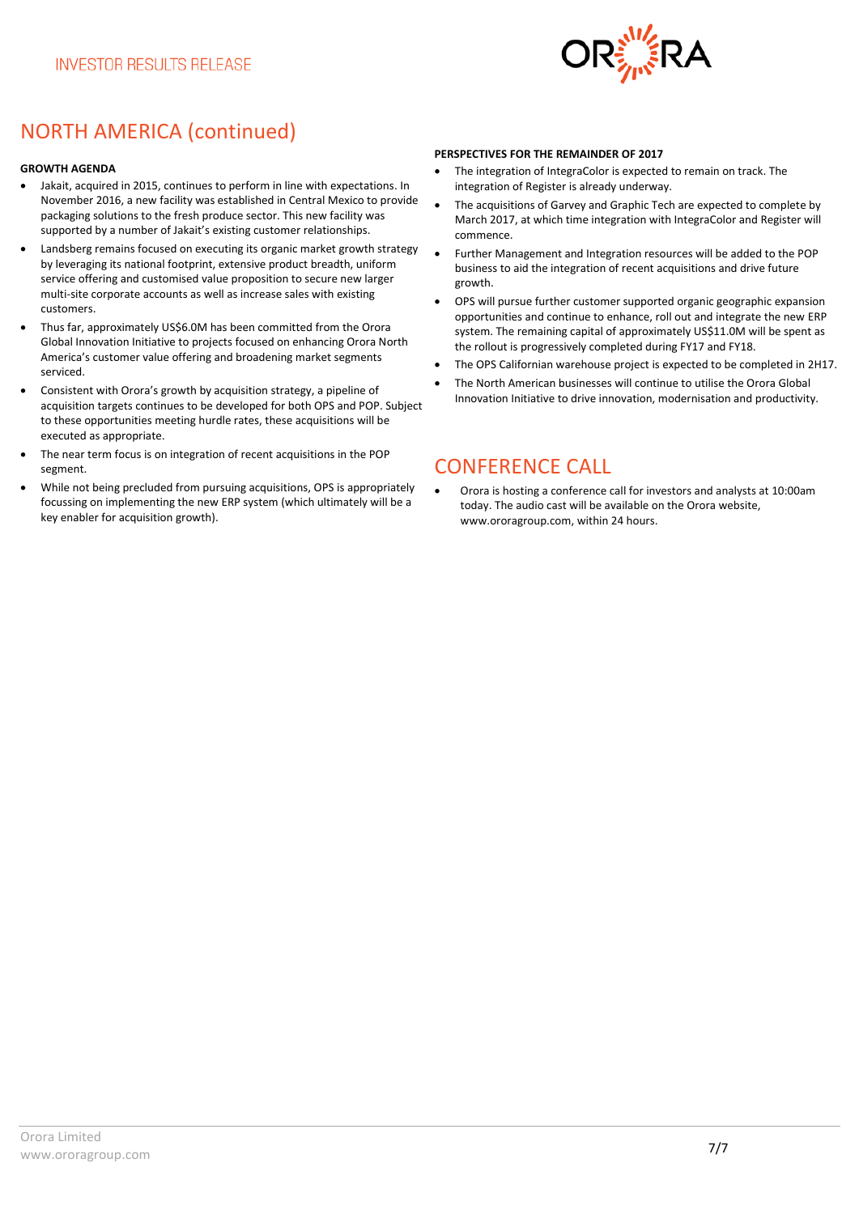# NORTH AMERICA (continued)

**GROWTH AGENDA**

- Jakait, acquired in 2015, continues to perform in line with expectations. In November 2016, a new facility was established in Central Mexico to provide packaging solutions to the fresh produce sector. This new facility was supported by a number of Jakait's existing customer relationships.
- Landsberg remains focused on executing its organic market growth strategy by leveraging its national footprint, extensive product breadth, uniform service offering and customised value proposition to secure new larger multi-site corporate accounts as well as increase sales with existing customers.
- Thus far, approximately US$6.0M has been committed from the Orora Global Innovation Initiative to projects focused on enhancing Orora North America's customer value offering and broadening market segments serviced.
- Consistent with Orora's growth by acquisition strategy, a pipeline of acquisition targets continues to be developed for both OPS and POP. Subject to these opportunities meeting hurdle rates, these acquisitions will be executed as appropriate.
- The near term focus is on integration of recent acquisitions in the POP segment.
- While not being precluded from pursuing acquisitions, OPS is appropriately focussing on implementing the new ERP system (which ultimately will be a key enabler for acquisition growth).

**PERSPECTIVES FOR THE REMAINDER OF 2017**

- The integration of IntegraColor is expected to remain on track. The integration of Register is already underway.
- The acquisitions of Garvey and Graphic Tech are expected to complete by March 2017, at which time integration with IntegraColor and Register will commence.
- Further Management and Integration resources will be added to the POP business to aid the integration of recent acquisitions and drive future growth.
- OPS will pursue further customer supported organic geographic expansion opportunities and continue to enhance, roll out and integrate the new ERP system. The remaining capital of approximately US$11.0M will be spent as the rollout is progressively completed during FY17 and FY18.
- The OPS Californian warehouse project is expected to be completed in 2H17.
- The North American businesses will continue to utilise the Orora Global Innovation Initiative to drive innovation, modernisation and productivity.

# CONFERENCE CALL

- Orora is hosting a conference call for investors and analysts at 10:00am today. The audio cast will be available on the Orora website, www.ororagroup.com, within 24 hours.